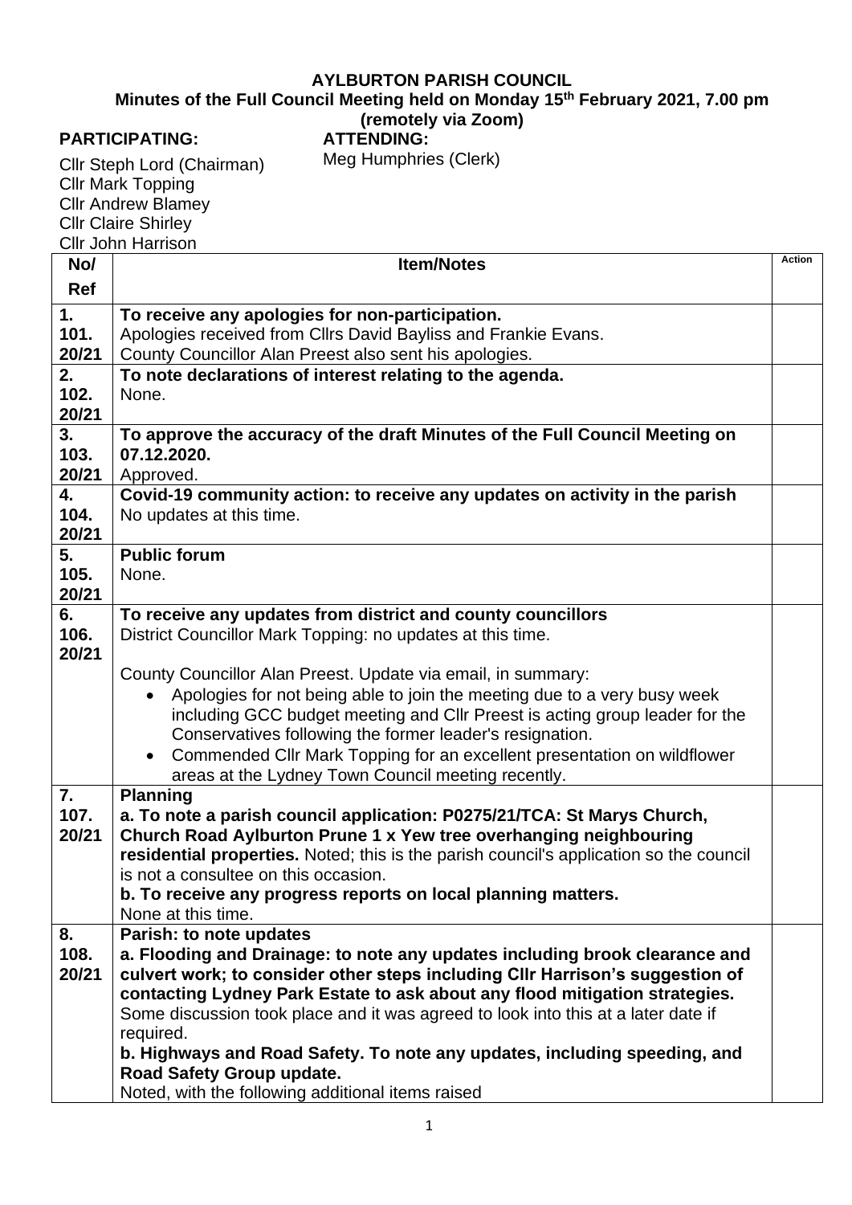# AYLBURTON PARISH COUNCIL

## Minutes of the Full Council Meeting held on Monday 15th February 2021, 7.00 pm (remotely via Zoom)

**PARTICIPATING:**

Cllr Steph Lord (Chairman)
Cllr Mark Topping
Cllr Andrew Blamey
Cllr Claire Shirley
Cllr John Harrison

**ATTENDING:**

Meg Humphries (Clerk)

| No/ Ref | Item/Notes | Action |
|---|---|---|
| 1. 101. 20/21 | **To receive any apologies for non-participation.**<br>Apologies received from Cllrs David Bayliss and Frankie Evans.<br>County Councillor Alan Preest also sent his apologies. | |
| 2. 102. 20/21 | **To note declarations of interest relating to the agenda.**<br>None. | |
| 3. 103. 20/21 | **To approve the accuracy of the draft Minutes of the Full Council Meeting on 07.12.2020.**<br>Approved. | |
| 4. 104. 20/21 | **Covid-19 community action: to receive any updates on activity in the parish**<br>No updates at this time. | |
| 5. 105. 20/21 | **Public forum**<br>None. | |
| 6. 106. 20/21 | **To receive any updates from district and county councillors**<br>District Councillor Mark Topping: no updates at this time.<br><br>County Councillor Alan Preest. Update via email, in summary:<br>• Apologies for not being able to join the meeting due to a very busy week including GCC budget meeting and Cllr Preest is acting group leader for the Conservatives following the former leader's resignation.<br>• Commended Cllr Mark Topping for an excellent presentation on wildflower areas at the Lydney Town Council meeting recently. | |
| 7. 107. 20/21 | **Planning**<br>**a. To note a parish council application: P0275/21/TCA: St Marys Church, Church Road Aylburton Prune 1 x Yew tree overhanging neighbouring residential properties.** Noted; this is the parish council's application so the council is not a consultee on this occasion.<br>**b. To receive any progress reports on local planning matters.**<br>None at this time. | |
| 8. 108. 20/21 | **Parish: to note updates**<br>**a. Flooding and Drainage: to note any updates including brook clearance and culvert work; to consider other steps including Cllr Harrison's suggestion of contacting Lydney Park Estate to ask about any flood mitigation strategies.**<br>Some discussion took place and it was agreed to look into this at a later date if required.<br>**b. Highways and Road Safety. To note any updates, including speeding, and Road Safety Group update.**<br>Noted, with the following additional items raised | |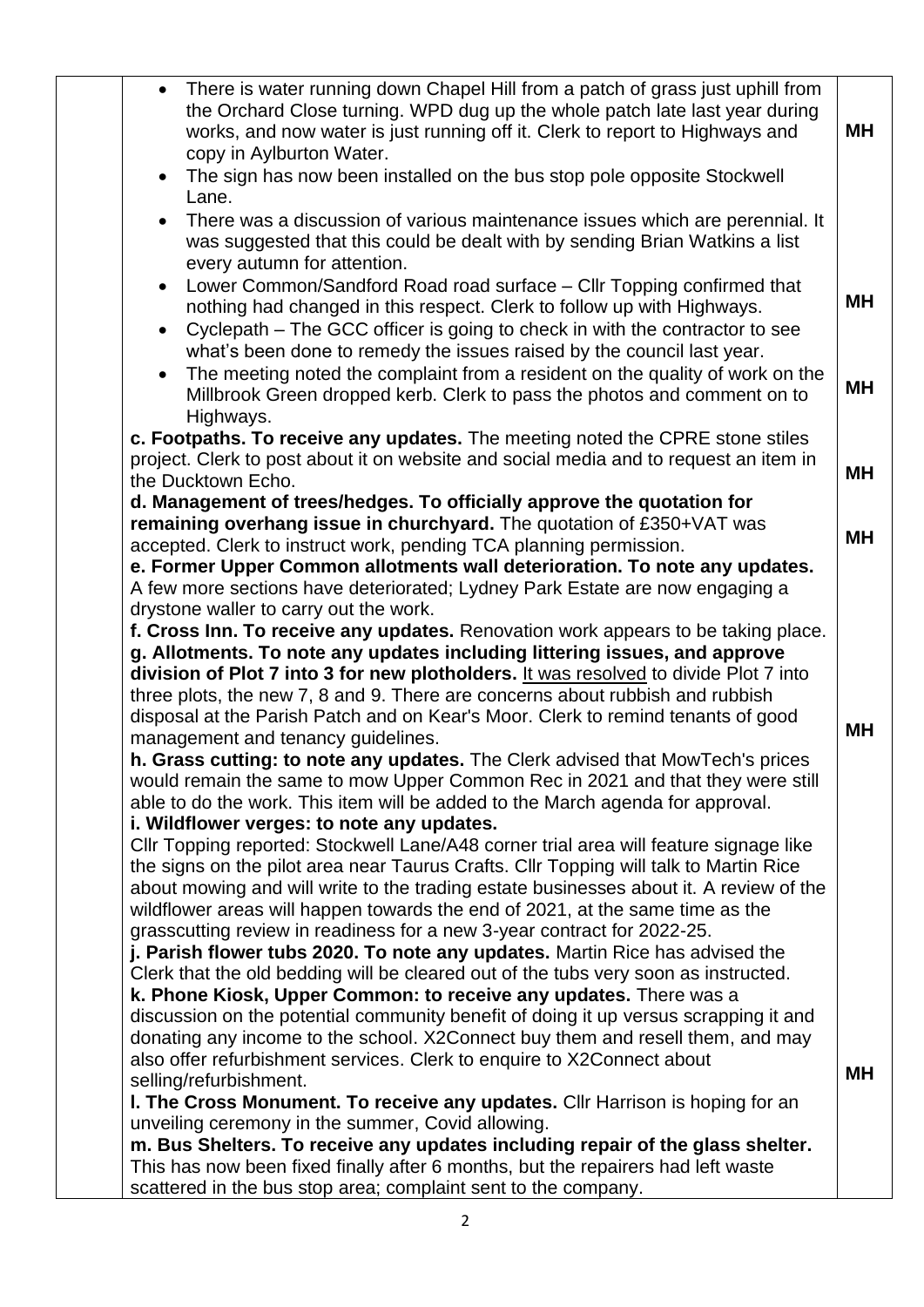| | | |
|---|---|---|
| | • There is water running down Chapel Hill from a patch of grass just uphill from the Orchard Close turning. WPD dug up the whole patch late last year during works, and now water is just running off it. Clerk to report to Highways and copy in Aylburton Water. | **MH** |
| | • The sign has now been installed on the bus stop pole opposite Stockwell Lane. | |
| | • There was a discussion of various maintenance issues which are perennial. It was suggested that this could be dealt with by sending Brian Watkins a list every autumn for attention. | |
| | • Lower Common/Sandford Road road surface – Cllr Topping confirmed that nothing had changed in this respect. Clerk to follow up with Highways. | **MH** |
| | • Cyclepath – The GCC officer is going to check in with the contractor to see what's been done to remedy the issues raised by the council last year. | |
| | • The meeting noted the complaint from a resident on the quality of work on the Millbrook Green dropped kerb. Clerk to pass the photos and comment on to Highways. | **MH** |
| | **c. Footpaths. To receive any updates.** The meeting noted the CPRE stone stiles project. Clerk to post about it on website and social media and to request an item in the Ducktown Echo. | **MH** |
| | **d. Management of trees/hedges. To officially approve the quotation for remaining overhang issue in churchyard.** The quotation of £350+VAT was accepted. Clerk to instruct work, pending TCA planning permission. | **MH** |
| | **e. Former Upper Common allotments wall deterioration. To note any updates.** A few more sections have deteriorated; Lydney Park Estate are now engaging a drystone waller to carry out the work. | |
| | **f. Cross Inn. To receive any updates.** Renovation work appears to be taking place. | |
| | **g. Allotments. To note any updates including littering issues, and approve division of Plot 7 into 3 for new plotholders.** It was resolved to divide Plot 7 into three plots, the new 7, 8 and 9. There are concerns about rubbish and rubbish disposal at the Parish Patch and on Kear's Moor. Clerk to remind tenants of good management and tenancy guidelines. | **MH** |
| | **h. Grass cutting: to note any updates.** The Clerk advised that MowTech's prices would remain the same to mow Upper Common Rec in 2021 and that they were still able to do the work. This item will be added to the March agenda for approval. | |
| | **i. Wildflower verges: to note any updates.** Cllr Topping reported: Stockwell Lane/A48 corner trial area will feature signage like the signs on the pilot area near Taurus Crafts. Cllr Topping will talk to Martin Rice about mowing and will write to the trading estate businesses about it. A review of the wildflower areas will happen towards the end of 2021, at the same time as the grasscutting review in readiness for a new 3-year contract for 2022-25. | |
| | **j. Parish flower tubs 2020. To note any updates.** Martin Rice has advised the Clerk that the old bedding will be cleared out of the tubs very soon as instructed. | |
| | **k. Phone Kiosk, Upper Common: to receive any updates.** There was a discussion on the potential community benefit of doing it up versus scrapping it and donating any income to the school. X2Connect buy them and resell them, and may also offer refurbishment services. Clerk to enquire to X2Connect about selling/refurbishment. | **MH** |
| | **l. The Cross Monument. To receive any updates.** Cllr Harrison is hoping for an unveiling ceremony in the summer, Covid allowing. | |
| | **m. Bus Shelters. To receive any updates including repair of the glass shelter.** This has now been fixed finally after 6 months, but the repairers had left waste scattered in the bus stop area; complaint sent to the company. | |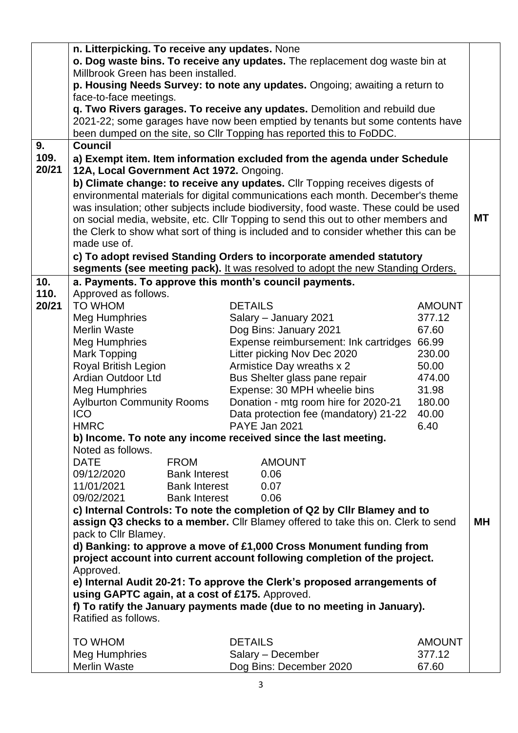| | | |
|---|---|---|
| | **n. Litterpicking. To receive any updates.** None<br>**o. Dog waste bins. To receive any updates.** The replacement dog waste bin at Millbrook Green has been installed.<br>**p. Housing Needs Survey: to note any updates.** Ongoing; awaiting a return to face-to-face meetings.<br>**q. Two Rivers garages. To receive any updates.** Demolition and rebuild due 2021-22; some garages have now been emptied by tenants but some contents have been dumped on the site, so Cllr Topping has reported this to FoDDC. | |
| **9.**<br>**109. 20/21** | **Council**<br>**a) Exempt item. Item information excluded from the agenda under Schedule 12A, Local Government Act 1972.** Ongoing.<br>**b) Climate change: to receive any updates.** Cllr Topping receives digests of environmental materials for digital communications each month. December's theme was insulation; other subjects include biodiversity, food waste. These could be used on social media, website, etc. Cllr Topping to send this out to other members and the Clerk to show what sort of thing is included and to consider whether this can be made use of.<br>**c) To adopt revised Standing Orders to incorporate amended statutory segments (see meeting pack).** It was resolved to adopt the new Standing Orders. | **MT** |
| **10.**<br>**110. 20/21** | **a. Payments. To approve this month's council payments.**<br>Approved as follows.<br>TO WHOM / DETAILS / AMOUNT<br>Meg Humphries / Salary – January 2021 / 377.12<br>Merlin Waste / Dog Bins: January 2021 / 67.60<br>Meg Humphries / Expense reimbursement: Ink cartridges / 66.99<br>Mark Topping / Litter picking Nov Dec 2020 / 230.00<br>Royal British Legion / Armistice Day wreaths x 2 / 50.00<br>Ardian Outdoor Ltd / Bus Shelter glass pane repair / 474.00<br>Meg Humphries / Expense: 30 MPH wheelie bins / 31.98<br>Aylburton Community Rooms / Donation - mtg room hire for 2020-21 / 180.00<br>ICO / Data protection fee (mandatory) 21-22 / 40.00<br>HMRC / PAYE Jan 2021 / 6.40<br>**b) Income. To note any income received since the last meeting.**<br>Noted as follows.<br>DATE / FROM / AMOUNT<br>09/12/2020 / Bank Interest / 0.06<br>11/01/2021 / Bank Interest / 0.07<br>09/02/2021 / Bank Interest / 0.06<br>**c) Internal Controls: To note the completion of Q2 by Cllr Blamey and to assign Q3 checks to a member.** Cllr Blamey offered to take this on. Clerk to send pack to Cllr Blamey.<br>**d) Banking: to approve a move of £1,000 Cross Monument funding from project account into current account following completion of the project.** Approved.<br>**e) Internal Audit 20-21: To approve the Clerk's proposed arrangements of using GAPTC again, at a cost of £175.** Approved.<br>**f) To ratify the January payments made (due to no meeting in January).** Ratified as follows.<br>TO WHOM / DETAILS / AMOUNT<br>Meg Humphries / Salary – December / 377.12<br>Merlin Waste / Dog Bins: December 2020 / 67.60 | **MH** |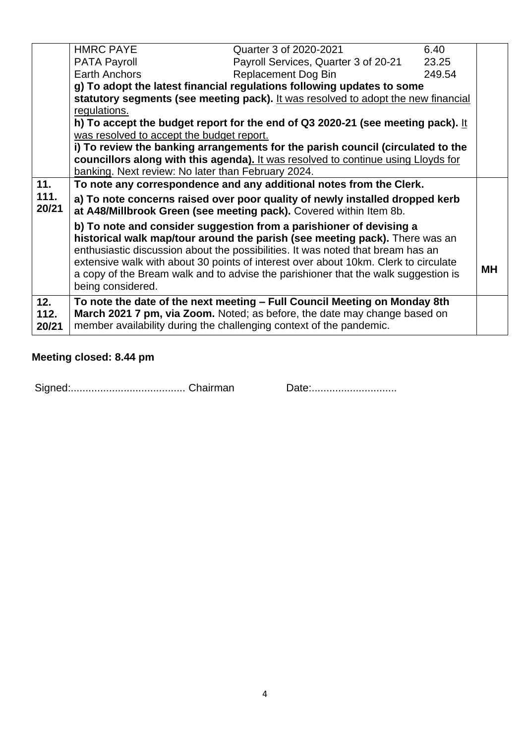| | | | |
|---|---|---|---|
| | HMRC PAYE — Quarter 3 of 2020-2021 — 6.40<br>PATA Payroll — Payroll Services, Quarter 3 of 20-21 — 23.25<br>Earth Anchors — Replacement Dog Bin — 249.54<br>**g) To adopt the latest financial regulations following updates to some statutory segments (see meeting pack).** It was resolved to adopt the new financial regulations.<br>**h) To accept the budget report for the end of Q3 2020-21 (see meeting pack).** It was resolved to accept the budget report.<br>**i) To review the banking arrangements for the parish council (circulated to the councillors along with this agenda).** It was resolved to continue using Lloyds for banking. Next review: No later than February 2024. | |
| **11.<br>111.<br>20/21** | **To note any correspondence and any additional notes from the Clerk.**<br>**a) To note concerns raised over poor quality of newly installed dropped kerb at A48/Millbrook Green (see meeting pack).** Covered within Item 8b.<br>**b) To note and consider suggestion from a parishioner of devising a historical walk map/tour around the parish (see meeting pack).** There was an enthusiastic discussion about the possibilities. It was noted that bream has an extensive walk with about 30 points of interest over about 10km. Clerk to circulate a copy of the Bream walk and to advise the parishioner that the walk suggestion is being considered. | **MH** |
| **12.<br>112.<br>20/21** | **To note the date of the next meeting – Full Council Meeting on Monday 8th March 2021 7 pm, via Zoom.** Noted; as before, the date may change based on member availability during the challenging context of the pandemic. | |

**Meeting closed: 8.44 pm**

Signed:....................................... Chairman Date:.............................